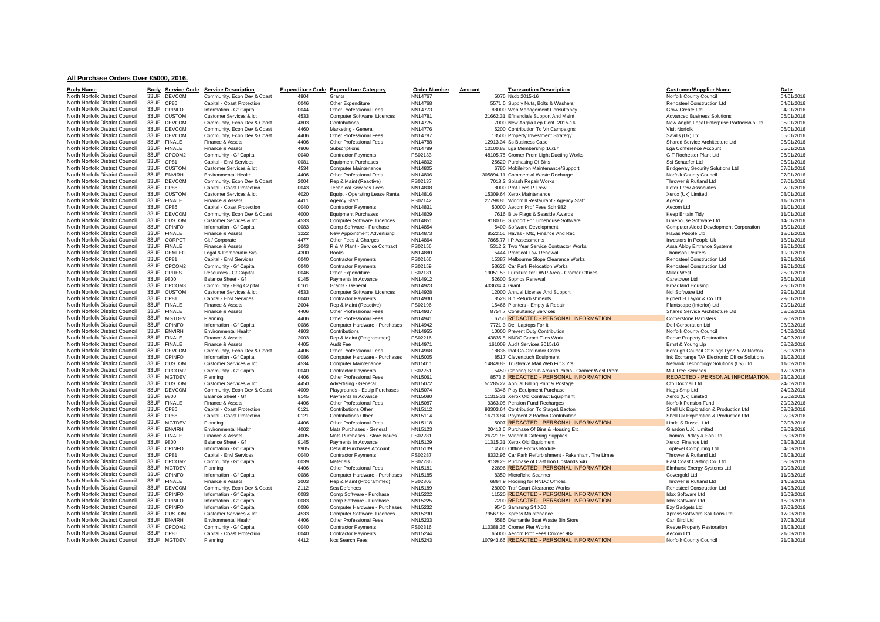## All Purchase Orders Over £5000, 2016.

| Body Name | Body | Service Code | Service Description | Expenditure Code | Expenditure Category | Order Number | Amount | Transaction Description | Customer/Supplier Name | Date |
|---|---|---|---|---|---|---|---|---|---|---|
| North Norfolk District Council | 33UF | DEVCOM | Community, Econ Dev & Coast | 4804 | Grants | NN14767 | 5075 | Nscb 2015-16 | Norfolk County Council | 04/01/2016 |
| North Norfolk District Council | 33UF | CP86 | Capital - Coast Protection | 0046 | Other Expenditure | NN14768 | 5571.5 | Supply Nuts, Bolts & Washers | Renosteel Construction Ltd | 04/01/2016 |
| North Norfolk District Council | 33UF | CPINFO | Information - Gf Capital | 0044 | Other Professional Fees | NN14773 | 88000 | Web Management Consultancy | Grow Create Ltd | 04/01/2016 |
| North Norfolk District Council | 33UF | CUSTOM | Customer Services & Ict | 4533 | Computer Software Licences | NN14781 | 21662.31 | Efinancials Support And Maint | Advanced Business Solutions | 05/01/2016 |
| North Norfolk District Council | 33UF | DEVCOM | Community, Econ Dev & Coast | 4803 | Contributions | NN14775 | 7000 | New Anglia Lep Cont. 2015-16 | New Anglia Local Enterprise Partnership Ltd | 05/01/2016 |
| North Norfolk District Council | 33UF | DEVCOM | Community, Econ Dev & Coast | 4460 | Marketing - General | NN14776 | 5200 | Contribution To Vn Campaigns | Visit Norfolk | 05/01/2016 |
| North Norfolk District Council | 33UF | DEVCOM | Community, Econ Dev & Coast | 4406 | Other Professional Fees | NN14787 | 13500 | Property Investment Strategy | Savills (Uk) Ltd | 05/01/2016 |
| North Norfolk District Council | 33UF | FINALE | Finance & Assets | 4406 | Other Professional Fees | NN14788 | 12913.34 | Ss Business Case | Shared Service Architecture Ltd | 05/01/2016 |
| North Norfolk District Council | 33UF | FINALE | Finance & Assets | 4806 | Subscriptions | NN14789 | 10100.88 | Lga Membership 16/17 | Lga Conference Account | 05/01/2016 |
| North Norfolk District Council | 33UF | CPCOM2 | Community - Gf Capital | 0040 | Contractor Payments | PS02133 | 48105.75 | Cromer Prom Light Ducting Works | G T Rochester Plant Ltd | 06/01/2016 |
| North Norfolk District Council | 33UF | CP81 | Capital - Envl Services | 0081 | Equipment Purchases | NN14802 | 25620 | Purchasing Of Bins | Ssi Schaefer Ltd | 06/01/2016 |
| North Norfolk District Council | 33UF | CUSTOM | Customer Services & Ict | 4534 | Computer Maintenance | NN14805 | 6780 | Mobileiron Maintenance/Support | Bridgeway Security Solutions Ltd | 07/01/2016 |
| North Norfolk District Council | 33UF | ENVIRH | Environmental Health | 4406 | Other Professional Fees | NN14806 | 305894.11 | Commercial Waste Recharge | Norfolk County Council | 07/01/2016 |
| North Norfolk District Council | 33UF | DEVCOM | Community, Econ Dev & Coast | 2004 | Rep & Maint (Reactive) | PS02137 | 7018.2 | Splash Repair Works | Thrower & Rutland Ltd | 07/01/2016 |
| North Norfolk District Council | 33UF | CP86 | Capital - Coast Protection | 0043 | Technical Services Fees | NN14808 | 8000 | Prof Fees P Frew | Peter Frew Associates | 07/01/2016 |
| North Norfolk District Council | 33UF | CUSTOM | Customer Services & Ict | 4020 | Equip. - Operating Lease Renta | NN14816 | 15309.64 | Xerox Maintenance | Xerox (Uk) Limited | 08/01/2016 |
| North Norfolk District Council | 33UF | FINALE | Finance & Assets | 4411 | Agency Staff | PS02142 | 27798.86 | Windmill Restaurant - Agency Staff | Agency | 11/01/2016 |
| North Norfolk District Council | 33UF | CP86 | Capital - Coast Protection | 0040 | Contractor Payments | NN14831 | 50000 | Aecom Prof Fees Sch 982 | Aecom Ltd | 11/01/2016 |
| North Norfolk District Council | 33UF | DEVCOM | Community, Econ Dev & Coast | 4000 | Equipment Purchases | NN14829 | 7616 | Blue Flags & Seaside Awards | Keep Britain Tidy | 11/01/2016 |
| North Norfolk District Council | 33UF | CUSTOM | Customer Services & Ict | 4533 | Computer Software Licences | NN14851 | 9180.68 | Support For Limehouse Software | Limehouse Software Ltd | 14/01/2016 |
| North Norfolk District Council | 33UF | CPINFO | Information - Gf Capital | 0083 | Comp Software - Purchase | NN14854 | 5400 | Software Development | Computer Aided Development Corporation | 15/01/2016 |
| North Norfolk District Council | 33UF | FINALE | Finance & Assets | 1222 | New Appointment Advertising | NN14873 | 8522.56 | Havas - Mtc, Finance And Rec | Havas People Ltd | 18/01/2016 |
| North Norfolk District Council | 33UF | CORPCT | Clt / Corporate | 4477 | Other Fees & Charges | NN14864 | 7865.77 | IIP Assessments | Investors In People Uk | 18/01/2016 |
| North Norfolk District Council | 33UF | FINALE | Finance & Assets | 2043 | R & M Plant - Service Contract | PS02156 | 5312.2 | Two Year Service Contractor Works | Assa Abloy Entrance Systems | 18/01/2016 |
| North Norfolk District Council | 33UF | DEMLEG | Legal & Democratic Svs | 4300 | Books | NN14880 | 5444 | Practical Law Renewal | Thomson Reuters | 19/01/2016 |
| North Norfolk District Council | 33UF | CP81 | Capital - Envl Services | 0040 | Contractor Payments | PS02166 | 15387 | Melbourne Slope Clearance Works | Renosteel Construction Ltd | 19/01/2016 |
| North Norfolk District Council | 33UF | CPCOM2 | Community - Gf Capital | 0040 | Contractor Payments | PS02159 | 53626 | Car Park Relocation Works | Renosteel Construction Ltd | 19/01/2016 |
| North Norfolk District Council | 33UF | CPRES | Resources - Gf Capital | 0046 | Other Expenditure | PS02181 | 19051.53 | Furniture for DWP Area - Cromer Offices | Millar West | 26/01/2016 |
| North Norfolk District Council | 33UF | 9800 | Balance Sheet - Gf | 9145 | Payments In Advance | NN14912 | 52600 | Sophos Renewal | Caretower Ltd | 26/01/2016 |
| North Norfolk District Council | 33UF | CPCOM3 | Community - Hsg Capital | 0161 | Grants - General | NN14923 | 403634.4 | Grant | Broadland Housing | 28/01/2016 |
| North Norfolk District Council | 33UF | CUSTOM | Customer Services & Ict | 4533 | Computer Software Licences | NN14928 | 12000 | Annual License And Support | Ndl Software Ltd | 29/01/2016 |
| North Norfolk District Council | 33UF | CP81 | Capital - Envl Services | 0040 | Contractor Payments | NN14930 | 8528 | Bin Refurbishments | Egbert H Taylor & Co Ltd | 29/01/2016 |
| North Norfolk District Council | 33UF | FINALE | Finance & Assets | 2004 | Rep & Maint (Reactive) | PS02196 | 15466 | Planters - Empty & Repair | Plantscape (Interior) Ltd | 29/01/2016 |
| North Norfolk District Council | 33UF | FINALE | Finance & Assets | 4406 | Other Professional Fees | NN14937 | 8754.7 | Consultancy Services | Shared Service Architecture Ltd | 02/02/2016 |
| North Norfolk District Council | 33UF | MGTDEV | Planning | 4406 | Other Professional Fees | NN14941 | 6750 | REDACTED - PERSONAL INFORMATION | Cornerstone Barristers | 02/02/2016 |
| North Norfolk District Council | 33UF | CPINFO | Information - Gf Capital | 0086 | Computer Hardware - Purchases | NN14942 | 7721.3 | Dell Laptops For It | Dell Corporation Ltd | 03/02/2016 |
| North Norfolk District Council | 33UF | ENVIRH | Environmental Health | 4803 | Contributions | NN14955 | 10000 | Prevent Duty Contribution | Norfolk County Council | 04/02/2016 |
| North Norfolk District Council | 33UF | FINALE | Finance & Assets | 2003 | Rep & Maint (Programmed) | PS02216 | 43835.8 | NNDC Carpet Tiles Work | Reeve Property Restoration | 04/02/2016 |
| North Norfolk District Council | 33UF | FINALE | Finance & Assets | 4405 | Audit Fee | NN14971 | 161008 | Audit Services 2015/16 | Ernst & Young Llp | 08/02/2016 |
| North Norfolk District Council | 33UF | DEVCOM | Community, Econ Dev & Coast | 4406 | Other Professional Fees | NN14968 | 18836 | Ihat Co-Ordinator Costs | Borough Council Of Kings Lynn & W.Norfolk | 08/02/2016 |
| North Norfolk District Council | 33UF | CPINFO | Information - Gf Capital | 0086 | Computer Hardware - Purchases | NN15005 | 8517 | Clevertouch Equipment | Ink Exchange T/A Electronic Office Solutions | 11/02/2016 |
| North Norfolk District Council | 33UF | CUSTOM | Customer Services & Ict | 4534 | Computer Maintenance | NN15011 | 14849.83 | Trustwave Mail Web Filt 3 Yrs | Network Technology Solutions (Uk) Ltd | 11/02/2016 |
| North Norfolk District Council | 33UF | CPCOM2 | Community - Gf Capital | 0040 | Contractor Payments | PS02251 | 5450 | Clearing Scrub Around Paths - Cromer West Prom | M J Tree Services | 17/02/2016 |
| North Norfolk District Council | 33UF | MGTDEV | Planning | 4406 | Other Professional Fees | NN15061 | 8573.6 | REDACTED - PERSONAL INFORMATION | REDACTED - PERSONAL INFORMATION | 23/02/2016 |
| North Norfolk District Council | 33UF | CUSTOM | Customer Services & Ict | 4450 | Advertising - General | NN15072 | 51285.27 | Annual Billing Print & Postage | Cfh Docmail Ltd | 24/02/2016 |
| North Norfolk District Council | 33UF | DEVCOM | Community, Econ Dev & Coast | 4009 | Playgrounds - Equip Purchases | NN15074 | 6346 | Play Equipment Purchase | Hags-Smp Ltd | 24/02/2016 |
| North Norfolk District Council | 33UF | 9800 | Balance Sheet - Gf | 9145 | Payments In Advance | NN15080 | 11315.31 | Xerox Old Contract Equipment | Xerox (Uk) Limited | 25/02/2016 |
| North Norfolk District Council | 33UF | FINALE | Finance & Assets | 4406 | Other Professional Fees | NN15087 | 9363.08 | Pension Fund Recharges | Norfolk Pension Fund | 29/02/2016 |
| North Norfolk District Council | 33UF | CP86 | Capital - Coast Protection | 0121 | Contributions Other | NN15112 | 93303.64 | Contribution To Stage1 Bacton | Shell Uk Exploration & Production Ltd | 02/03/2016 |
| North Norfolk District Council | 33UF | CP86 | Capital - Coast Protection | 0121 | Contributions Other | NN15114 | 16713.84 | Payment 2 Bacton Contribution | Shell Uk Exploration & Production Ltd | 02/03/2016 |
| North Norfolk District Council | 33UF | MGTDEV | Planning | 4406 | Other Professional Fees | NN15118 | 5007 | REDACTED - PERSONAL INFORMATION | Linda S Russell Ltd | 02/03/2016 |
| North Norfolk District Council | 33UF | ENVIRH | Environmental Health | 4002 | Mats Purchases - General | NN15123 | 20413.6 | Purchase Of Bins & Housing Etc | Glasdon U.K. Limited | 03/03/2016 |
| North Norfolk District Council | 33UF | FINALE | Finance & Assets | 4005 | Mats Purchases - Store Issues | PS02281 | 26721.98 | Windmill Catering Supplies | Thomas Ridley & Son Ltd | 03/03/2016 |
| North Norfolk District Council | 33UF | 9800 | Balance Sheet - Gf | 9145 | Payments In Advance | NN15129 | 11315.31 | Xerox Old Equipment | Xerox Finance Ltd | 03/03/2016 |
| North Norfolk District Council | 33UF | CPINFO | Information - Gf Capital | 9905 | Default Purchases Account | NN15139 | 14500 | Offline Forms Module | Toplevel Computing Ltd | 04/03/2016 |
| North Norfolk District Council | 33UF | CP81 | Capital - Envl Services | 0040 | Contractor Payments | PS02287 | 8332.96 | Car Park Refurbishment - Fakenham, The Limes | Thrower & Rutland Ltd | 08/03/2016 |
| North Norfolk District Council | 33UF | CPCOM2 | Community - Gf Capital | 0039 | Materials | PS02286 | 9139.28 | Purchase of Cast Iron Upstands x46 | East Coast Casting Co. Ltd | 08/03/2016 |
| North Norfolk District Council | 33UF | MGTDEV | Planning | 4406 | Other Professional Fees | NN15181 | 22896 | REDACTED - PERSONAL INFORMATION | Elmhurst Energy Systems Ltd | 10/03/2016 |
| North Norfolk District Council | 33UF | CPINFO | Information - Gf Capital | 0086 | Computer Hardware - Purchases | NN15185 | 8350 | Microfiche Scanner | Covergold Ltd | 11/03/2016 |
| North Norfolk District Council | 33UF | FINALE | Finance & Assets | 2003 | Rep & Maint (Programmed) | PS02303 | 6864.9 | Flooring for NNDC Offices | Thrower & Rutland Ltd | 14/03/2016 |
| North Norfolk District Council | 33UF | DEVCOM | Community, Econ Dev & Coast | 2112 | Sea Defences | NN15189 | 28000 | Traf Court Clearance Works | Renosteel Construction Ltd | 14/03/2016 |
| North Norfolk District Council | 33UF | CPINFO | Information - Gf Capital | 0083 | Comp Software - Purchase | NN15222 | 11520 | REDACTED - PERSONAL INFORMATION | Idox Software Ltd | 16/03/2016 |
| North Norfolk District Council | 33UF | CPINFO | Information - Gf Capital | 0083 | Comp Software - Purchase | NN15225 | 7200 | REDACTED - PERSONAL INFORMATION | Idox Software Ltd | 16/03/2016 |
| North Norfolk District Council | 33UF | CPINFO | Information - Gf Capital | 0086 | Computer Hardware - Purchases | NN15232 | 9540 | Samsung S4 X50 | Ezy Gadgets Ltd | 17/03/2016 |
| North Norfolk District Council | 33UF | CUSTOM | Customer Services & Ict | 4533 | Computer Software Licences | NN15230 | 79567.68 | Xpress Maintenance | Xpress Software Solutions Ltd | 17/03/2016 |
| North Norfolk District Council | 33UF | ENVIRH | Environmental Health | 4406 | Other Professional Fees | NN15233 | 5585 | Dismantle Boat Waste Bin Store | Carl Bird Ltd | 17/03/2016 |
| North Norfolk District Council | 33UF | CPCOM2 | Community - Gf Capital | 0040 | Contractor Payments | PS02316 | 110388.35 | Cromer Pier Works | Reeve Property Restoration | 18/03/2016 |
| North Norfolk District Council | 33UF | CP86 | Capital - Coast Protection | 0040 | Contractor Payments | NN15244 | 65000 | Aecom Prof Fees Cromer 982 | Aecom Ltd | 21/03/2016 |
| North Norfolk District Council | 33UF | MGTDEV | Planning | 4412 | Ncs Search Fees | NN15243 | 107943.66 | REDACTED - PERSONAL INFORMATION | Norfolk County Council | 21/03/2016 |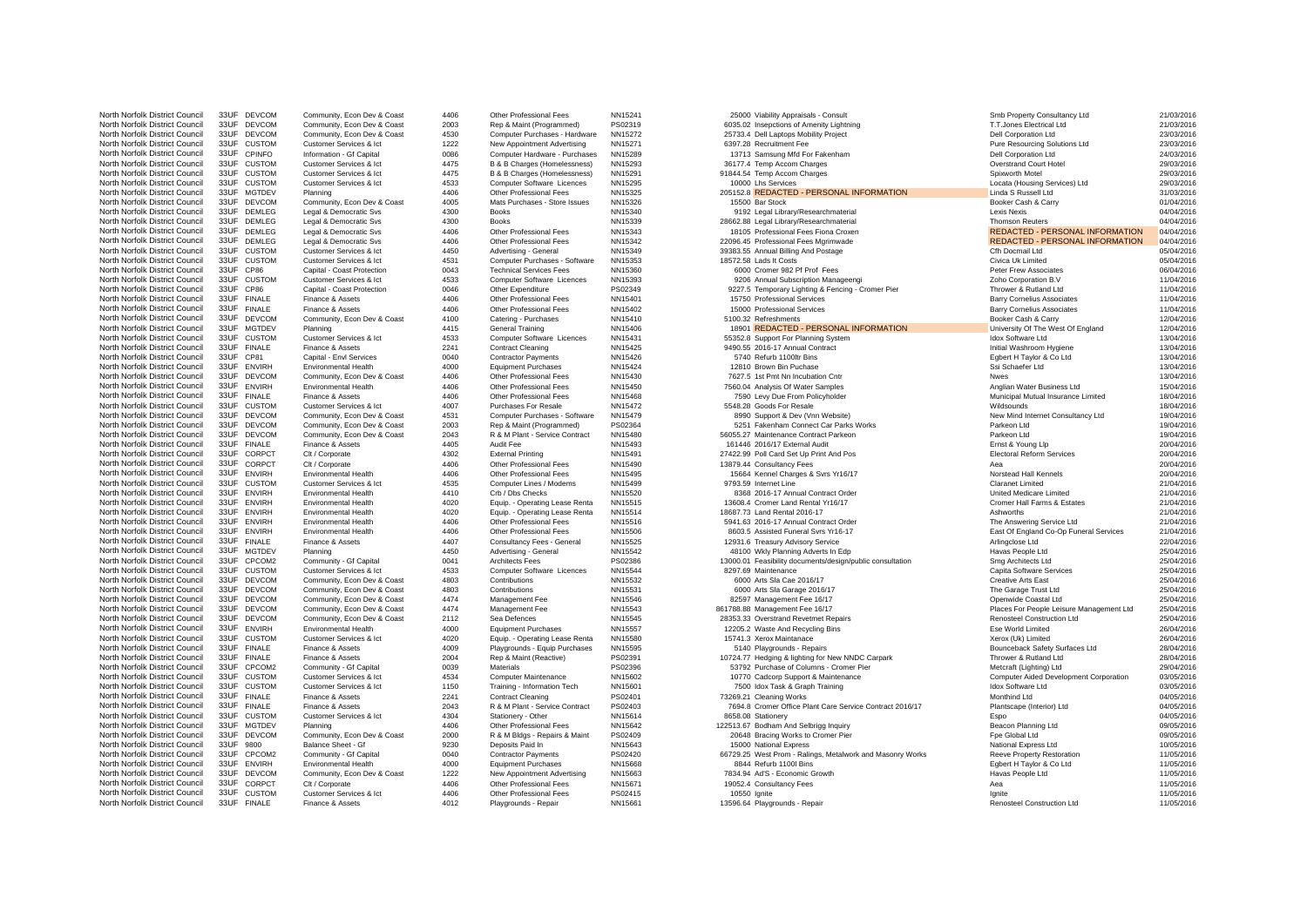| | | | | | | | | | | |
|---|---|---|---|---|---|---|---|---|---|---|
| North Norfolk District Council | 33UF | DEVCOM | Community, Econ Dev & Coast | 4406 | Other Professional Fees | NN15241 | 25000 | Viability Appraisals - Consult | Smb Property Consultancy Ltd | 21/03/2016 |
| North Norfolk District Council | 33UF | DEVCOM | Community, Econ Dev & Coast | 2003 | Rep & Maint (Programmed) | PS02319 | 6035.02 | Insepctions of Amenity Lightning | T.T.Jones Electrical Ltd | 21/03/2016 |
| North Norfolk District Council | 33UF | DEVCOM | Community, Econ Dev & Coast | 4530 | Computer Purchases - Hardware | NN15272 | 25733.4 | Dell Laptops Mobility Project | Dell Corporation Ltd | 23/03/2016 |
| North Norfolk District Council | 33UF | CUSTOM | Customer Services & Ict | 1222 | New Appointment Advertising | NN15271 | 6397.28 | Recruitment Fee | Pure Resourcing Solutions Ltd | 23/03/2016 |
| North Norfolk District Council | 33UF | CPINFO | Information - Gf Capital | 0086 | Computer Hardware - Purchases | NN15289 | 13713 | Samsung Mfd For Fakenham | Dell Corporation Ltd | 24/03/2016 |
| North Norfolk District Council | 33UF | CUSTOM | Customer Services & Ict | 4475 | B & B Charges (Homelessness) | NN15293 | 36177.4 | Temp Accom Charges | Overstrand Court Hotel | 29/03/2016 |
| North Norfolk District Council | 33UF | CUSTOM | Customer Services & Ict | 4475 | B & B Charges (Homelessness) | NN15291 | 91844.54 | Temp Accom Charges | Spixworth Motel | 29/03/2016 |
| North Norfolk District Council | 33UF | CUSTOM | Customer Services & Ict | 4533 | Computer Software Licences | NN15295 | 10000 | Lhs Services | Locata (Housing Services) Ltd | 29/03/2016 |
| North Norfolk District Council | 33UF | MGTDEV | Planning | 4406 | Other Professional Fees | NN15325 | 205152.8 | REDACTED - PERSONAL INFORMATION | Linda S Russell Ltd | 31/03/2016 |
| North Norfolk District Council | 33UF | DEVCOM | Community, Econ Dev & Coast | 4005 | Mats Purchases - Store Issues | NN15326 | 15500 | Bar Stock | Booker Cash & Carry | 01/04/2016 |
| North Norfolk District Council | 33UF | DEMLEG | Legal & Democratic Svs | 4300 | Books | NN15340 | 9192 | Legal Library/Researchmaterial | Lexis Nexis | 04/04/2016 |
| North Norfolk District Council | 33UF | DEMLEG | Legal & Democratic Svs | 4300 | Books | NN15339 | 28662.88 | Legal Library/Researchmaterial | Thomson Reuters | 04/04/2016 |
| North Norfolk District Council | 33UF | DEMLEG | Legal & Democratic Svs | 4406 | Other Professional Fees | NN15343 | 18105 | Professional Fees Fiona Croxen | REDACTED - PERSONAL INFORMATION | 04/04/2016 |
| North Norfolk District Council | 33UF | DEMLEG | Legal & Democratic Svs | 4406 | Other Professional Fees | NN15342 | 22096.45 | Professional Fees Mgrimwade | REDACTED - PERSONAL INFORMATION | 04/04/2016 |
| North Norfolk District Council | 33UF | CUSTOM | Customer Services & Ict | 4450 | Advertising - General | NN15349 | 39383.55 | Annual Billing And Postage | Cfh Docmail Ltd | 05/04/2016 |
| North Norfolk District Council | 33UF | CUSTOM | Customer Services & Ict | 4531 | Computer Purchases - Software | NN15353 | 18572.58 | Lads It Costs | Civica Uk Limited | 05/04/2016 |
| North Norfolk District Council | 33UF | CP86 | Capital - Coast Protection | 0043 | Technical Services Fees | NN15360 | 6000 | Cromer 982 Pf Prof Fees | Peter Frew Associates | 06/04/2016 |
| North Norfolk District Council | 33UF | CUSTOM | Customer Services & Ict | 4533 | Computer Software Licences | NN15393 | 9206 | Annual Subscription Manageengi | Zoho Corporation B.V | 11/04/2016 |
| North Norfolk District Council | 33UF | CP86 | Capital - Coast Protection | 0046 | Other Expenditure | PS02349 | 9227.5 | Temporary Lighting & Fencing - Cromer Pier | Thrower & Rutland Ltd | 11/04/2016 |
| North Norfolk District Council | 33UF | FINALE | Finance & Assets | 4406 | Other Professional Fees | NN15401 | 15750 | Professional Services | Barry Cornelius Associates | 11/04/2016 |
| North Norfolk District Council | 33UF | FINALE | Finance & Assets | 4406 | Other Professional Fees | NN15402 | 15000 | Professional Services | Barry Cornelius Associates | 11/04/2016 |
| North Norfolk District Council | 33UF | DEVCOM | Community, Econ Dev & Coast | 4100 | Catering - Purchases | NN15410 | 5100.32 | Refreshments | Booker Cash & Carry | 12/04/2016 |
| North Norfolk District Council | 33UF | MGTDEV | Planning | 4415 | General Training | NN15406 | 18901 | REDACTED - PERSONAL INFORMATION | University Of The West Of England | 12/04/2016 |
| North Norfolk District Council | 33UF | CUSTOM | Customer Services & Ict | 4533 | Computer Software Licences | NN15431 | 55352.8 | Support For Planning System | Idox Software Ltd | 13/04/2016 |
| North Norfolk District Council | 33UF | FINALE | Finance & Assets | 2241 | Contract Cleaning | NN15425 | 9490.55 | 2016-17 Annual Contract | Initial Washroom Hygiene | 13/04/2016 |
| North Norfolk District Council | 33UF | CP81 | Capital - Envl Services | 0040 | Contractor Payments | NN15426 | 5740 | Refurb 1100ltr Bins | Egbert H Taylor & Co Ltd | 13/04/2016 |
| North Norfolk District Council | 33UF | ENVIRH | Environmental Health | 4000 | Equipment Purchases | NN15424 | 12810 | Brown Bin Puchase | Ssi Schaefer Ltd | 13/04/2016 |
| North Norfolk District Council | 33UF | DEVCOM | Community, Econ Dev & Coast | 4406 | Other Professional Fees | NN15430 | 7627.5 | 1st Pmt Nn Incubation Cntr | Nwes | 13/04/2016 |
| North Norfolk District Council | 33UF | ENVIRH | Environmental Health | 4406 | Other Professional Fees | NN15450 | 7560.04 | Analysis Of Water Samples | Anglian Water Business Ltd | 15/04/2016 |
| North Norfolk District Council | 33UF | FINALE | Finance & Assets | 4406 | Other Professional Fees | NN15468 | 7590 | Levy Due From Policyholder | Municipal Mutual Insurance Limited | 18/04/2016 |
| North Norfolk District Council | 33UF | CUSTOM | Customer Services & Ict | 4007 | Purchases For Resale | NN15472 | 5548.28 | Goods For Resale | Wildsounds | 18/04/2016 |
| North Norfolk District Council | 33UF | DEVCOM | Community, Econ Dev & Coast | 4531 | Computer Purchases - Software | NN15479 | 8990 | Support & Dev (Vnn Website) | New Mind Internet Consultancy Ltd | 19/04/2016 |
| North Norfolk District Council | 33UF | DEVCOM | Community, Econ Dev & Coast | 2003 | Rep & Maint (Programmed) | PS02364 | 5251 | Fakenham Connect Car Parks Works | Parkeon Ltd | 19/04/2016 |
| North Norfolk District Council | 33UF | DEVCOM | Community, Econ Dev & Coast | 2043 | R & M Plant - Service Contract | NN15480 | 56055.27 | Maintenance Contract Parkeon | Parkeon Ltd | 19/04/2016 |
| North Norfolk District Council | 33UF | FINALE | Finance & Assets | 4405 | Audit Fee | NN15493 | 161446 | 2016/17 External Audit | Ernst & Young Llp | 20/04/2016 |
| North Norfolk District Council | 33UF | CORPCT | Clt / Corporate | 4302 | External Printing | NN15491 | 27422.99 | Poll Card Set Up Print And Pos | Electoral Reform Services | 20/04/2016 |
| North Norfolk District Council | 33UF | CORPCT | Clt / Corporate | 4406 | Other Professional Fees | NN15490 | 13879.44 | Consultancy Fees | Aea | 20/04/2016 |
| North Norfolk District Council | 33UF | ENVIRH | Environmental Health | 4406 | Other Professional Fees | NN15495 | 15664 | Kennel Charges & Svrs Yr16/17 | Norstead Hall Kennels | 20/04/2016 |
| North Norfolk District Council | 33UF | CUSTOM | Customer Services & Ict | 4535 | Computer Lines / Modems | NN15499 | 9793.59 | Internet Line | Claranet Limited | 21/04/2016 |
| North Norfolk District Council | 33UF | ENVIRH | Environmental Health | 4410 | Crb / Dbs Checks | NN15520 | 8368 | 2016-17 Annual Contract Order | United Medicare Limited | 21/04/2016 |
| North Norfolk District Council | 33UF | ENVIRH | Environmental Health | 4020 | Equip. - Operating Lease Renta | NN15515 | 13608.4 | Cromer Land Rental Yr16/17 | Cromer Hall Farms & Estates | 21/04/2016 |
| North Norfolk District Council | 33UF | ENVIRH | Environmental Health | 4020 | Equip. - Operating Lease Renta | NN15514 | 18687.73 | Land Rental 2016-17 | Ashworths | 21/04/2016 |
| North Norfolk District Council | 33UF | ENVIRH | Environmental Health | 4406 | Other Professional Fees | NN15516 | 5941.63 | 2016-17 Annual Contract Order | The Answering Service Ltd | 21/04/2016 |
| North Norfolk District Council | 33UF | ENVIRH | Environmental Health | 4406 | Other Professional Fees | NN15506 | 8603.5 | Assisted Funeral Svrs Yr16-17 | East Of England Co-Op Funeral Services | 21/04/2016 |
| North Norfolk District Council | 33UF | FINALE | Finance & Assets | 4407 | Consultancy Fees - General | NN15525 | 12931.6 | Treasury Advisory Service | Arlingclose Ltd | 22/04/2016 |
| North Norfolk District Council | 33UF | MGTDEV | Planning | 4450 | Advertising - General | NN15542 | 48100 | Wkly Planning Adverts In Edp | Havas People Ltd | 25/04/2016 |
| North Norfolk District Council | 33UF | CPCOM2 | Community - Gf Capital | 0041 | Architects Fees | PS02386 | 13000.01 | Feasibility documents/design/public consultation | Smg Architects Ltd | 25/04/2016 |
| North Norfolk District Council | 33UF | CUSTOM | Customer Services & Ict | 4533 | Computer Software Licences | NN15544 | 8297.69 | Maintenance | Capita Software Services | 25/04/2016 |
| North Norfolk District Council | 33UF | DEVCOM | Community, Econ Dev & Coast | 4803 | Contributions | NN15532 | 6000 | Arts Sla Cae 2016/17 | Creative Arts East | 25/04/2016 |
| North Norfolk District Council | 33UF | DEVCOM | Community, Econ Dev & Coast | 4803 | Contributions | NN15531 | 6000 | Arts Sla Garage 2016/17 | The Garage Trust Ltd | 25/04/2016 |
| North Norfolk District Council | 33UF | DEVCOM | Community, Econ Dev & Coast | 4474 | Management Fee | NN15546 | 82597 | Management Fee 16/17 | Openwide Coastal Ltd | 25/04/2016 |
| North Norfolk District Council | 33UF | DEVCOM | Community, Econ Dev & Coast | 4474 | Management Fee | NN15543 | 861788.88 | Management Fee 16/17 | Places For People Leisure Management Ltd | 25/04/2016 |
| North Norfolk District Council | 33UF | DEVCOM | Community, Econ Dev & Coast | 2112 | Sea Defences | NN15545 | 28353.33 | Overstrand Revetmet Repairs | Renosteel Construction Ltd | 25/04/2016 |
| North Norfolk District Council | 33UF | ENVIRH | Environmental Health | 4000 | Equipment Purchases | NN15557 | 12205.2 | Waste And Recycling Bins | Ese World Limited | 26/04/2016 |
| North Norfolk District Council | 33UF | CUSTOM | Customer Services & Ict | 4020 | Equip. - Operating Lease Renta | NN15580 | 15741.3 | Xerox Maintanace | Xerox (Uk) Limited | 26/04/2016 |
| North Norfolk District Council | 33UF | FINALE | Finance & Assets | 4009 | Playgrounds - Equip Purchases | NN15595 | 5140 | Playgrounds - Repairs | Bounceback Safety Surfaces Ltd | 28/04/2016 |
| North Norfolk District Council | 33UF | FINALE | Finance & Assets | 2004 | Rep & Maint (Reactive) | PS02391 | 10724.77 | Hedging & lighting for New NNDC Carpark | Thrower & Rutland Ltd | 28/04/2016 |
| North Norfolk District Council | 33UF | CPCOM2 | Community - Gf Capital | 0039 | Materials | PS02396 | 53792 | Purchase of Columns - Cromer Pier | Metcraft (Lighting) Ltd | 29/04/2016 |
| North Norfolk District Council | 33UF | CUSTOM | Customer Services & Ict | 4534 | Computer Maintenance | NN15602 | 10770 | Cadcorp Support & Maintenance | Computer Aided Development Corporation | 03/05/2016 |
| North Norfolk District Council | 33UF | CUSTOM | Customer Services & Ict | 1150 | Training - Information Tech | NN15601 | 7500 | Idox Task & Graph Training | Idox Software Ltd | 03/05/2016 |
| North Norfolk District Council | 33UF | FINALE | Finance & Assets | 2241 | Contract Cleaning | PS02401 | 73269.21 | Cleaning Works | Monthind Ltd | 04/05/2016 |
| North Norfolk District Council | 33UF | FINALE | Finance & Assets | 2043 | R & M Plant - Service Contract | PS02403 | 7694.8 | Cromer Office Plant Care Service Contract 2016/17 | Plantscape (Interior) Ltd | 04/05/2016 |
| North Norfolk District Council | 33UF | CUSTOM | Customer Services & Ict | 4304 | Stationery - Other | NN15614 | 8658.08 | Stationery | Espo | 04/05/2016 |
| North Norfolk District Council | 33UF | MGTDEV | Planning | 4406 | Other Professional Fees | NN15642 | 122513.67 | Bodham And Selbrigg Inquiry | Beacon Planning Ltd | 09/05/2016 |
| North Norfolk District Council | 33UF | DEVCOM | Community, Econ Dev & Coast | 2000 | R & M Bldgs - Repairs & Maint | PS02409 | 20648 | Bracing Works to Cromer Pier | Fpe Global Ltd | 09/05/2016 |
| North Norfolk District Council | 33UF | 9800 | Balance Sheet - Gf | 9230 | Deposits Paid In | NN15643 | 15000 | National Express | National Express Ltd | 10/05/2016 |
| North Norfolk District Council | 33UF | CPCOM2 | Community - Gf Capital | 0040 | Contractor Payments | PS02420 | 66729.25 | West Prom - Ralings, Metalwork and Masonry Works | Reeve Property Restoration | 11/05/2016 |
| North Norfolk District Council | 33UF | ENVIRH | Environmental Health | 4000 | Equipment Purchases | NN15668 | 8844 | Refurb 1100l Bins | Egbert H Taylor & Co Ltd | 11/05/2016 |
| North Norfolk District Council | 33UF | DEVCOM | Community, Econ Dev & Coast | 1222 | New Appointment Advertising | NN15663 | 7834.94 | Ad'S - Economic Growth | Havas People Ltd | 11/05/2016 |
| North Norfolk District Council | 33UF | CORPCT | Clt / Corporate | 4406 | Other Professional Fees | NN15671 | 19052.4 | Consultancy Fees | Aea | 11/05/2016 |
| North Norfolk District Council | 33UF | CUSTOM | Customer Services & Ict | 4406 | Other Professional Fees | PS02415 | 10550 | Ignite | Ignite | 11/05/2016 |
| North Norfolk District Council | 33UF | FINALE | Finance & Assets | 4012 | Playgrounds - Repair | NN15661 | 13596.64 | Playgrounds - Repair | Renosteel Construction Ltd | 11/05/2016 |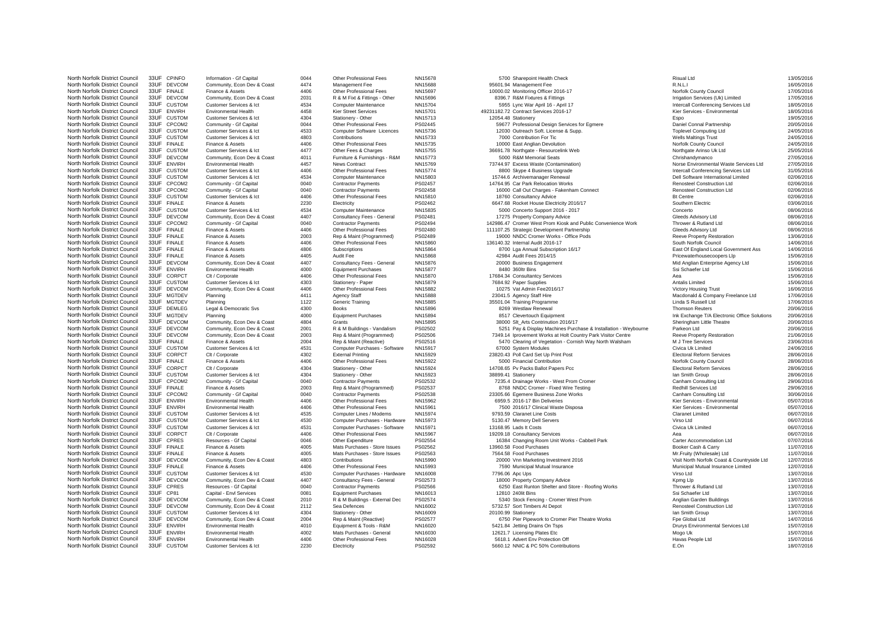| | | | | | | | | | | |
|---|---|---|---|---|---|---|---|---|---|---|
| North Norfolk District Council | 33UF | CPINFO | Information - Gf Capital | 0044 | Other Professional Fees | NN15678 | 5700 | Sharepoint Health Check | Risual Ltd | 13/05/2016 |
| North Norfolk District Council | 33UF | DEVCOM | Community, Econ Dev & Coast | 4474 | Management Fee | NN15688 | 95601.94 | Management Fee | R.N.L.I | 16/05/2016 |
| North Norfolk District Council | 33UF | FINALE | Finance & Assets | 4406 | Other Professional Fees | NN15697 | 10000.02 | Monitoring Officer 2016-17 | Norfolk County Council | 17/05/2016 |
| North Norfolk District Council | 33UF | DEVCOM | Community, Econ Dev & Coast | 2031 | R & M Fixt & Fittings - Other | NN15696 | 8396.7 | R&M Fixtures & Fittings | Irrigation Services (Uk) Limited | 17/05/2016 |
| North Norfolk District Council | 33UF | CUSTOM | Customer Services & Ict | 4534 | Computer Maintenance | NN15704 | 5955 | Lync War April 16 - April 17 | Intercall Conferencing Services Ltd | 18/05/2016 |
| North Norfolk District Council | 33UF | ENVIRH | Environmental Health | 4458 | Kier Street Services | NN15701 | 49231182.72 | Contract Services 2016-17 | Kier Services - Environmental | 18/05/2016 |
| North Norfolk District Council | 33UF | CUSTOM | Customer Services & Ict | 4304 | Stationery - Other | NN15713 | 12054.48 | Stationery | Espo | 19/05/2016 |
| North Norfolk District Council | 33UF | CPCOM2 | Community - Gf Capital | 0044 | Other Professional Fees | PS02445 | 59677 | Professional Design Services for Egmere | Daniel Connal Partnership | 20/05/2016 |
| North Norfolk District Council | 33UF | CUSTOM | Customer Services & Ict | 4533 | Computer Software Licences | NN15736 | 12030 | Outreach Soft. License & Supp. | Toplevel Computing Ltd | 24/05/2016 |
| North Norfolk District Council | 33UF | CUSTOM | Customer Services & Ict | 4803 | Contributions | NN15733 | 7000 | Contribution For Tic | Wells Maltings Trust | 24/05/2016 |
| North Norfolk District Council | 33UF | FINALE | Finance & Assets | 4406 | Other Professional Fees | NN15735 | 10000 | East Anglian Devolution | Norfolk County Council | 24/05/2016 |
| North Norfolk District Council | 33UF | CUSTOM | Customer Services & Ict | 4477 | Other Fees & Charges | NN15755 | 36691.78 | Northgate - Resourcelink Web | Northgate Arinso Uk Ltd | 25/05/2016 |
| North Norfolk District Council | 33UF | DEVCOM | Community, Econ Dev & Coast | 4011 | Furniture & Furnishings - R&M | NN15773 | 5000 | R&M Memorial Seats | Chrishandymanco | 27/05/2016 |
| North Norfolk District Council | 33UF | ENVIRH | Environmental Health | 4457 | News Contract | NN15769 | 73744.97 | Excess Waste (Contamination) | Norse Environmental Waste Services Ltd | 27/05/2016 |
| North Norfolk District Council | 33UF | CUSTOM | Customer Services & Ict | 4406 | Other Professional Fees | NN15774 | 8800 | Skype 4 Business Upgrade | Intercall Conferencing Services Ltd | 31/05/2016 |
| North Norfolk District Council | 33UF | CUSTOM | Customer Services & Ict | 4534 | Computer Maintenance | NN15803 | 15744.6 | Archivemanager Renewal | Dell Software International Limited | 02/06/2016 |
| North Norfolk District Council | 33UF | CPCOM2 | Community - Gf Capital | 0040 | Contractor Payments | PS02457 | 14764.95 | Car Park Relocation Works | Renosteel Construction Ltd | 02/06/2016 |
| North Norfolk District Council | 33UF | CPCOM2 | Community - Gf Capital | 0040 | Contractor Payments | PS02458 | 16000 | Call Out Charges - Fakenham Connect | Renosteel Construction Ltd | 02/06/2016 |
| North Norfolk District Council | 33UF | CUSTOM | Customer Services & Ict | 4406 | Other Professional Fees | NN15810 | 18760 | Consultancy Advice | Bt Centre | 02/06/2016 |
| North Norfolk District Council | 33UF | FINALE | Finance & Assets | 2230 | Electricity | PS02462 | 6647.68 | Rocket House Electricity 2016/17 | Southern Electric | 03/06/2016 |
| North Norfolk District Council | 33UF | CUSTOM | Customer Services & Ict | 4534 | Computer Maintenance | NN15835 | 5000 | Concerto Support 2016 - 2017 | Concerto | 08/06/2016 |
| North Norfolk District Council | 33UF | DEVCOM | Community, Econ Dev & Coast | 4407 | Consultancy Fees - General | PS02481 | 17275 | Property Company Advice | Gleeds Advisory Ltd | 08/06/2016 |
| North Norfolk District Council | 33UF | CPCOM2 | Community - Gf Capital | 0040 | Contractor Payments | PS02494 | 142986.47 | Cromer West Prom Kiosk and Public Convenience Work | Thrower & Rutland Ltd | 08/06/2016 |
| North Norfolk District Council | 33UF | FINALE | Finance & Assets | 4406 | Other Professional Fees | PS02480 | 111107.25 | Strategic Development Partnership | Gleeds Advisory Ltd | 08/06/2016 |
| North Norfolk District Council | 33UF | FINALE | Finance & Assets | 2003 | Rep & Maint (Programmed) | PS02489 | 19000 | NNDC Cromer Works - Office Pods | Reeve Property Restoration | 13/06/2016 |
| North Norfolk District Council | 33UF | FINALE | Finance & Assets | 4406 | Other Professional Fees | NN15860 | 136140.32 | Internal Audit 2016-17 | South Norfolk Council | 14/06/2016 |
| North Norfolk District Council | 33UF | FINALE | Finance & Assets | 4806 | Subscriptions | NN15864 | 8700 | Lga Annual Subscription 16/17 | East Of England Local Government Ass | 14/06/2016 |
| North Norfolk District Council | 33UF | FINALE | Finance & Assets | 4405 | Audit Fee | NN15868 | 42984 | Audit Fees 2014/15 | Pricewaterhousecoopers Llp | 15/06/2016 |
| North Norfolk District Council | 33UF | DEVCOM | Community, Econ Dev & Coast | 4407 | Consultancy Fees - General | NN15876 | 20000 | Business Engagement | Mid Anglian Enterprise Agency Ltd | 15/06/2016 |
| North Norfolk District Council | 33UF | ENVIRH | Environmental Health | 4000 | Equipment Purchases | NN15877 | 8480 | 360ltr Bins | Ssi Schaefer Ltd | 15/06/2016 |
| North Norfolk District Council | 33UF | CORPCT | Clt / Corporate | 4406 | Other Professional Fees | NN15870 | 17684.34 | Consultantcy Services | Aea | 15/06/2016 |
| North Norfolk District Council | 33UF | CUSTOM | Customer Services & Ict | 4303 | Stationery - Paper | NN15879 | 7684.92 | Paper Supplies | Antalis Limited | 15/06/2016 |
| North Norfolk District Council | 33UF | DEVCOM | Community, Econ Dev & Coast | 4406 | Other Professional Fees | NN15882 | 10275 | Vat Admin Fee2016/17 | Victory Housing Trust | 16/06/2016 |
| North Norfolk District Council | 33UF | MGTDEV | Planning | 4411 | Agency Staff | NN15888 | 23041.5 | Agency Staff Hire | Macdonald & Company Freelance Ltd | 17/06/2016 |
| North Norfolk District Council | 33UF | MGTDEV | Planning | 1122 | Generic Training | NN15885 | 35501.04 | Training Programme | Linda S Russell Ltd | 17/06/2016 |
| North Norfolk District Council | 33UF | DEMLEG | Legal & Democratic Svs | 4300 | Books | NN15896 | 8269 | Westlaw Renewal | Thomson Reuters | 20/06/2016 |
| North Norfolk District Council | 33UF | MGTDEV | Planning | 4000 | Equipment Purchases | NN15894 | 8517 | Clevertouch Equipment | Ink Exchange T/A Electronic Office Solutions | 20/06/2016 |
| North Norfolk District Council | 33UF | DEVCOM | Community, Econ Dev & Coast | 4804 | Grants | NN15895 | 38000 | Slt_Arts Contrinution 2016/17 | Sheringham Little Theatre | 20/06/2016 |
| North Norfolk District Council | 33UF | DEVCOM | Community, Econ Dev & Coast | 2001 | R & M Buildings - Vandalism | PS02502 | 5251 | Pay & Display Machines Purchase & Installation - Weybourne | Parkeon Ltd | 20/06/2016 |
| North Norfolk District Council | 33UF | DEVCOM | Community, Econ Dev & Coast | 2003 | Rep & Maint (Programmed) | PS02506 | 7349.14 | Iprovement Works at Holt Country Park Visitor Centre | Reeve Property Restoration | 21/06/2016 |
| North Norfolk District Council | 33UF | FINALE | Finance & Assets | 2004 | Rep & Maint (Reactive) | PS02516 | 5470 | Clearing of Vegetation - Cornish Way North Walsham | M J Tree Services | 23/06/2016 |
| North Norfolk District Council | 33UF | CUSTOM | Customer Services & Ict | 4531 | Computer Purchases - Software | NN15917 | 67000 | System Modules | Civica Uk Limited | 24/06/2016 |
| North Norfolk District Council | 33UF | CORPCT | Clt / Corporate | 4302 | External Printing | NN15929 | 23820.43 | Poll Card Set Up Print Post | Electoral Reform Services | 28/06/2016 |
| North Norfolk District Council | 33UF | FINALE | Finance & Assets | 4406 | Other Professional Fees | NN15922 | 5000 | Financial Contribution | Norfolk County Council | 28/06/2016 |
| North Norfolk District Council | 33UF | CORPCT | Clt / Corporate | 4304 | Stationery - Other | NN15924 | 14708.65 | Pv Packs Ballot Papers Pcc | Electoral Reform Services | 28/06/2016 |
| North Norfolk District Council | 33UF | CUSTOM | Customer Services & Ict | 4304 | Stationery - Other | NN15923 | 38899.41 | Stationery | Ian Smith Group | 28/06/2016 |
| North Norfolk District Council | 33UF | CPCOM2 | Community - Gf Capital | 0040 | Contractor Payments | PS02532 | 7235.4 | Drainage Works - West Prom Cromer | Canham Consulting Ltd | 29/06/2016 |
| North Norfolk District Council | 33UF | FINALE | Finance & Assets | 2003 | Rep & Maint (Programmed) | PS02537 | 8768 | NNDC Cromer - Fixed Wire Testing | Redhill Services Ltd | 29/06/2016 |
| North Norfolk District Council | 33UF | CPCOM2 | Community - Gf Capital | 0040 | Contractor Payments | PS02538 | 23305.66 | Egemere Business Zone Works | Canham Consulting Ltd | 30/06/2016 |
| North Norfolk District Council | 33UF | ENVIRH | Environmental Health | 4406 | Other Professional Fees | NN15962 | 6959.5 | 2016-17 Bin Deliveries | Kier Services - Environmental | 05/07/2016 |
| North Norfolk District Council | 33UF | ENVIRH | Environmental Health | 4406 | Other Professional Fees | NN15961 | 7500 | 2016/17 Clinical Waste Disposa | Kier Services - Environmental | 05/07/2016 |
| North Norfolk District Council | 33UF | CUSTOM | Customer Services & Ict | 4535 | Computer Lines / Modems | NN15974 | 9793.59 | Claranet Line Costs | Claranet Limited | 06/07/2016 |
| North Norfolk District Council | 33UF | CUSTOM | Customer Services & Ict | 4530 | Computer Purchases - Hardware | NN15973 | 5130.47 | Memory Dell Servers | Virso Ltd | 06/07/2016 |
| North Norfolk District Council | 33UF | CUSTOM | Customer Services & Ict | 4531 | Computer Purchases - Software | NN15971 | 13168.95 | Lads It Costs | Civica Uk Limited | 06/07/2016 |
| North Norfolk District Council | 33UF | CORPCT | Clt / Corporate | 4406 | Other Professional Fees | NN15967 | 19209.18 | Consultancy Services | Aea | 06/07/2016 |
| North Norfolk District Council | 33UF | CPRES | Resources - Gf Capital | 0046 | Other Expenditure | PS02554 | 16384 | Changing Room Unit Works - Cabbell Park | Carter Accommodation Ltd | 07/07/2016 |
| North Norfolk District Council | 33UF | FINALE | Finance & Assets | 4005 | Mats Purchases - Store Issues | PS02562 | 13960.58 | Food Purchases | Booker Cash & Carry | 11/07/2016 |
| North Norfolk District Council | 33UF | FINALE | Finance & Assets | 4005 | Mats Purchases - Store Issues | PS02563 | 7564.58 | Food Purchases | Mr.Fruity (Wholesale) Ltd | 11/07/2016 |
| North Norfolk District Council | 33UF | DEVCOM | Community, Econ Dev & Coast | 4803 | Contributions | NN15990 | 20000 | Vnn Marketing Investment 2016 | Visit North Norfolk Coast & Countryside Ltd | 12/07/2016 |
| North Norfolk District Council | 33UF | FINALE | Finance & Assets | 4406 | Other Professional Fees | NN15993 | 7590 | Municipal Mutual Insurance | Municipal Mutual Insurance Limited | 12/07/2016 |
| North Norfolk District Council | 33UF | CUSTOM | Customer Services & Ict | 4530 | Computer Purchases - Hardware | NN16008 | 7796.06 | Apc Ups | Virso Ltd | 13/07/2016 |
| North Norfolk District Council | 33UF | DEVCOM | Community, Econ Dev & Coast | 4407 | Consultancy Fees - General | PS02573 | 18000 | Property Company Advice | Kpmg Llp | 13/07/2016 |
| North Norfolk District Council | 33UF | CPRES | Resources - Gf Capital | 0040 | Contractor Payments | PS02566 | 6250 | East Runton Shelter and Store - Roofing Works | Thrower & Rutland Ltd | 13/07/2016 |
| North Norfolk District Council | 33UF | CP81 | Capital - Envl Services | 0081 | Equipment Purchases | NN16013 | 12810 | 240lit Bins | Ssi Schaefer Ltd | 13/07/2016 |
| North Norfolk District Council | 33UF | DEVCOM | Community, Econ Dev & Coast | 2010 | R & M Buildings - External Dec | PS02574 | 5340 | Stock Fencing - Cromer West Prom | Anglian Garden Buildings | 13/07/2016 |
| North Norfolk District Council | 33UF | DEVCOM | Community, Econ Dev & Coast | 2112 | Sea Defences | NN16002 | 5732.57 | Sort Timbers At Depot | Renosteel Construction Ltd | 13/07/2016 |
| North Norfolk District Council | 33UF | CUSTOM | Customer Services & Ict | 4304 | Stationery - Other | NN16009 | 20100.99 | Stationery | Ian Smith Group | 13/07/2016 |
| North Norfolk District Council | 33UF | DEVCOM | Community, Econ Dev & Coast | 2004 | Rep & Maint (Reactive) | PS02577 | 6750 | Pier Pipework to Cromer Pier Theatre Works | Fpe Global Ltd | 14/07/2016 |
| North Norfolk District Council | 33UF | ENVIRH | Environmental Health | 4010 | Equipment & Tools - R&M | NN16020 | 5421.84 | Jetting Drains On Tsps | Drurys Environmental Services Ltd | 15/07/2016 |
| North Norfolk District Council | 33UF | ENVIRH | Environmental Health | 4002 | Mats Purchases - General | NN16030 | 12621.7 | Licensing Plates Etc | Mogo Uk | 15/07/2016 |
| North Norfolk District Council | 33UF | ENVIRH | Environmental Health | 4406 | Other Professional Fees | NN16028 | 5618.1 | Advert Env Protection Off | Havas People Ltd | 15/07/2016 |
| North Norfolk District Council | 33UF | CUSTOM | Customer Services & Ict | 2230 | Electricity | PS02592 | 5660.12 | NNIC & PC 50% Contributions | E.On | 18/07/2016 |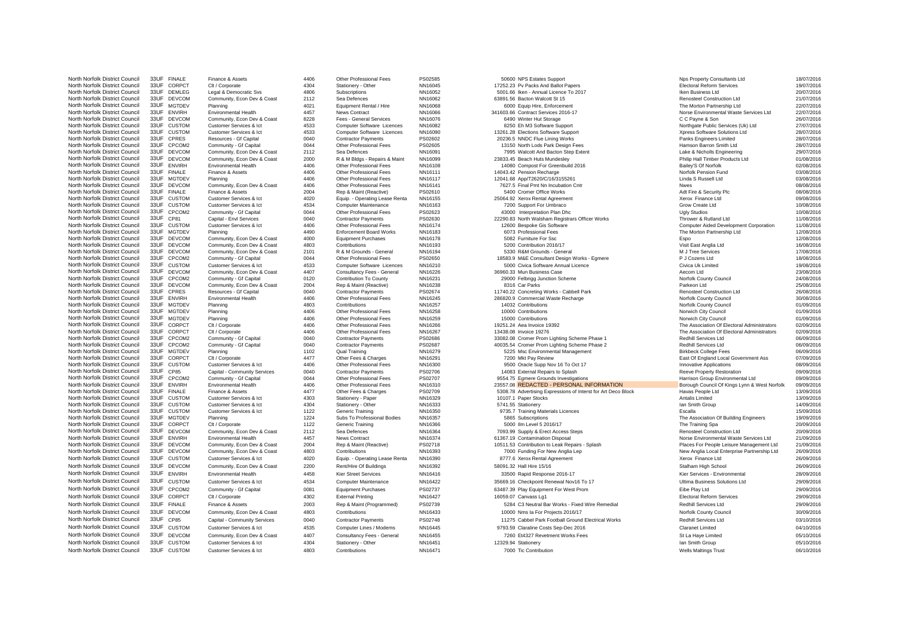| | | | | | | | | | | |
|---|---|---|---|---|---|---|---|---|---|---|
| North Norfolk District Council | 33UF | FINALE | Finance & Assets | 4406 | Other Professional Fees | PS02585 | 50600 | NPS Estates Support | Nps Property Consultants Ltd | 18/07/2016 |
| North Norfolk District Council | 33UF | CORPCT | Clt / Corporate | 4304 | Stationery - Other | NN16045 | 17252.23 | Pv Packs And Ballot Papers | Electoral Reform Services | 19/07/2016 |
| North Norfolk District Council | 33UF | DEMLEG | Legal & Democratic Svs | 4806 | Subscriptions | NN16052 | 5001.66 | Iken - Annual Licence To 2017 | Iken Business Ltd | 20/07/2016 |
| North Norfolk District Council | 33UF | DEVCOM | Community, Econ Dev & Coast | 2112 | Sea Defences | NN16062 | 63891.56 | Bacton Walcott St 15 | Renosteel Construction Ltd | 21/07/2016 |
| North Norfolk District Council | 33UF | MGTDEV | Planning | 4021 | Equipment Rental / Hire | NN16068 | 6000 | Equip Hire, Enforcement | The Morton Partnership Ltd | 22/07/2016 |
| North Norfolk District Council | 33UF | ENVIRH | Environmental Health | 4457 | News Contract | NN16066 | 341603.66 | Contract Services 2016-17 | Norse Environmental Waste Services Ltd | 22/07/2016 |
| North Norfolk District Council | 33UF | DEVCOM | Community, Econ Dev & Coast | 8228 | Fees - General Services | NN16076 | 6490 | Winter Hut Storage | C C Payne & Son | 26/07/2016 |
| North Norfolk District Council | 33UF | CUSTOM | Customer Services & Ict | 4533 | Computer Software Licences | NN16082 | 8250 | Eh M3 Software Support | Northgate Public Services (Uk) Ltd | 27/07/2016 |
| North Norfolk District Council | 33UF | CUSTOM | Customer Services & Ict | 4533 | Computer Software Licences | NN16090 | 13261.28 | Elections Software Support | Xpress Software Solutions Ltd | 28/07/2016 |
| North Norfolk District Council | 33UF | CPRES | Resources - Gf Capital | 0040 | Contractor Payments | PS02602 | 20236.5 | NNDC Flue Lining Works | Panks Engineers Limited | 28/07/2016 |
| North Norfolk District Council | 33UF | CPCOM2 | Community - Gf Capital | 0044 | Other Professional Fees | PS02605 | 13150 | North Lods Park Design Fees | Hamson Barron Smith Ltd | 28/07/2016 |
| North Norfolk District Council | 33UF | DEVCOM | Community, Econ Dev & Coast | 2112 | Sea Defences | NN16091 | 7995 | Walcott And Bacton Step Extent | Lake & Nicholls Engineering | 29/07/2016 |
| North Norfolk District Council | 33UF | DEVCOM | Community, Econ Dev & Coast | 2000 | R & M Bldgs - Repairs & Maint | NN16099 | 23833.45 | Beach Huts Mundesley | Philip Hall Timber Products Ltd | 01/08/2016 |
| North Norfolk District Council | 33UF | ENVIRH | Environmental Health | 4406 | Other Professional Fees | NN16108 | 14080 | Compost For Greenbuild 2016 | Bailey'S Of Norfolk | 02/08/2016 |
| North Norfolk District Council | 33UF | FINALE | Finance & Assets | 4406 | Other Professional Fees | NN16111 | 14043.42 | Pension Recharge | Norfolk Pension Fund | 03/08/2016 |
| North Norfolk District Council | 33UF | MGTDEV | Planning | 4406 | Other Professional Fees | NN16117 | 12041.68 | App/T2620/C/16/3155261 | Linda S Russell Ltd | 03/08/2016 |
| North Norfolk District Council | 33UF | DEVCOM | Community, Econ Dev & Coast | 4406 | Other Professional Fees | NN16141 | 7627.5 | Final Pmt Nn Incubation Cntr | Nwes | 08/08/2016 |
| North Norfolk District Council | 33UF | FINALE | Finance & Assets | 2004 | Rep & Maint (Reactive) | PS02610 | 5400 | Cromer Office Works | Adt Fire & Security Plc | 08/08/2016 |
| North Norfolk District Council | 33UF | CUSTOM | Customer Services & Ict | 4020 | Equip. - Operating Lease Renta | NN16155 | 25064.92 | Xerox Rental Agreement | Xerox Finance Ltd | 09/08/2016 |
| North Norfolk District Council | 33UF | CUSTOM | Customer Services & Ict | 4534 | Computer Maintenance | NN16163 | 7200 | Support For Umbraco | Grow Create Ltd | 10/08/2016 |
| North Norfolk District Council | 33UF | CPCOM2 | Community - Gf Capital | 0044 | Other Professional Fees | PS02623 | 43000 | Interpretation Plan Dhc | Ugly Studios | 10/08/2016 |
| North Norfolk District Council | 33UF | CP81 | Capital - Envl Services | 0040 | Contractor Payments | PS02630 | 22290.83 | North Walsham Registrars Officer Works | Thrower & Rutland Ltd | 11/08/2016 |
| North Norfolk District Council | 33UF | CUSTOM | Customer Services & Ict | 4406 | Other Professional Fees | NN16174 | 12600 | Bespoke Gis Software | Computer Aided Development Corporation | 11/08/2016 |
| North Norfolk District Council | 33UF | MGTDEV | Planning | 4490 | Enforcement Board Works | NN16183 | 6073 | Professional Fees | The Morton Partnership Ltd | 12/08/2016 |
| North Norfolk District Council | 33UF | DEVCOM | Community, Econ Dev & Coast | 4000 | Equipment Purchases | NN16178 | 5082 | Furniture For Ssc | Espo | 12/08/2016 |
| North Norfolk District Council | 33UF | DEVCOM | Community, Econ Dev & Coast | 4803 | Contributions | NN16193 | 5200 | Contribution 2016/17 | Visit East Anglia Ltd | 16/08/2016 |
| North Norfolk District Council | 33UF | DEVCOM | Community, Econ Dev & Coast | 2101 | R & M Grounds - General | NN16194 | 5330 | R&M Grounds - General | M J Tree Services | 17/08/2016 |
| North Norfolk District Council | 33UF | CPCOM2 | Community - Gf Capital | 0044 | Other Professional Fees | PS02650 | 18583.9 | M&E Consultant Design Works - Egmere | P J Cozens Ltd | 18/08/2016 |
| North Norfolk District Council | 33UF | CUSTOM | Customer Services & Ict | 4533 | Computer Software Licences | NN16210 | 5000 | Civica Software Annual Licence | Civica Uk Limited | 19/08/2016 |
| North Norfolk District Council | 33UF | DEVCOM | Community, Econ Dev & Coast | 4407 | Consultancy Fees - General | NN16226 | 36960.33 | Mun Business Case | Aecom Ltd | 23/08/2016 |
| North Norfolk District Council | 33UF | CPCOM2 | Community - Gf Capital | 0120 | Contribution To County | NN16231 | 29000 | Felbrigg Junction Scheme | Norfolk County Council | 24/08/2016 |
| North Norfolk District Council | 33UF | DEVCOM | Community, Econ Dev & Coast | 2004 | Rep & Maint (Reactive) | NN16238 | 8316 | Car Parks | Parkeon Ltd | 25/08/2016 |
| North Norfolk District Council | 33UF | CPRES | Resources - Gf Capital | 0040 | Contractor Payments | PS02674 | 11740.22 | Concreting Works - Cabbell Park | Renosteel Construction Ltd | 26/08/2016 |
| North Norfolk District Council | 33UF | ENVIRH | Environmental Health | 4406 | Other Professional Fees | NN16245 | 286820.9 | Commercial Waste Recharge | Norfolk County Council | 30/08/2016 |
| North Norfolk District Council | 33UF | MGTDEV | Planning | 4803 | Contributions | NN16257 | 14032 | Contributions | Norfolk County Council | 01/09/2016 |
| North Norfolk District Council | 33UF | MGTDEV | Planning | 4406 | Other Professional Fees | NN16258 | 10000 | Contributions | Norwich City Council | 01/09/2016 |
| North Norfolk District Council | 33UF | MGTDEV | Planning | 4406 | Other Professional Fees | NN16259 | 15000 | Contributions | Norwich City Council | 01/09/2016 |
| North Norfolk District Council | 33UF | CORPCT | Clt / Corporate | 4406 | Other Professional Fees | NN16266 | 19251.24 | Aea Invoice 19392 | The Association Of Electoral Administrators | 02/09/2016 |
| North Norfolk District Council | 33UF | CORPCT | Clt / Corporate | 4406 | Other Professional Fees | NN16267 | 13438.08 | Invoice 19276 | The Association Of Electoral Administrators | 02/09/2016 |
| North Norfolk District Council | 33UF | CPCOM2 | Community - Gf Capital | 0040 | Contractor Payments | PS02686 | 33082.08 | Cromer Prom Lighting Scheme Phase 1 | Redhill Services Ltd | 06/09/2016 |
| North Norfolk District Council | 33UF | CPCOM2 | Community - Gf Capital | 0040 | Contractor Payments | PS02687 | 40035.54 | Cromer Prom Lighting Scheme Phase 2 | Redhill Services Ltd | 06/09/2016 |
| North Norfolk District Council | 33UF | MGTDEV | Planning | 1102 | Qual Training | NN16279 | 5225 | Msc Environmental Management | Birkbeck College Fees | 06/09/2016 |
| North Norfolk District Council | 33UF | CORPCT | Clt / Corporate | 4477 | Other Fees & Charges | NN16291 | 7200 | Mkt Pay Review | East Of England Local Government Ass | 07/09/2016 |
| North Norfolk District Council | 33UF | CUSTOM | Customer Services & Ict | 4406 | Other Professional Fees | NN16300 | 9500 | Oracle Supp Nov 16 To Oct 17 | Innovative Applications | 08/09/2016 |
| North Norfolk District Council | 33UF | CP85 | Capital - Community Services | 0040 | Contractor Payments | PS02706 | 14083 | External Repairs to Splash | Reeve Property Restoration | 09/09/2016 |
| North Norfolk District Council | 33UF | CPCOM2 | Community - Gf Capital | 0044 | Other Professional Fees | PS02707 | 9554.75 | Egmere Grounds Investigations | Harrison Group Environmental Ltd | 09/09/2016 |
| North Norfolk District Council | 33UF | ENVIRH | Environmental Health | 4406 | Other Professional Fees | NN16310 | 23557.08 | REDACTED - PERSONAL INFORMATION | Borough Council Of Kings Lynn & West Norfolk | 09/09/2016 |
| North Norfolk District Council | 33UF | FINALE | Finance & Assets | 4477 | Other Fees & Charges | PS02709 | 5308.78 | Advertising Expressions of Interst for Art Deco Block | Havas People Ltd | 13/09/2016 |
| North Norfolk District Council | 33UF | CUSTOM | Customer Services & Ict | 4303 | Stationery - Paper | NN16329 | 10107.1 | Paper Stocks | Antalis Limited | 13/09/2016 |
| North Norfolk District Council | 33UF | CUSTOM | Customer Services & Ict | 4304 | Stationery - Other | NN16333 | 5741.55 | Stationery | Ian Smith Group | 14/09/2016 |
| North Norfolk District Council | 33UF | CUSTOM | Customer Services & Ict | 1122 | Generic Training | NN16350 | 9735.7 | Training Materials Licences | Escalla | 15/09/2016 |
| North Norfolk District Council | 33UF | MGTDEV | Planning | 1224 | Subs To Professional Bodies | NN16357 | 5865 | Subscriptions | The Association Of Building Engineers | 19/09/2016 |
| North Norfolk District Council | 33UF | CORPCT | Clt / Corporate | 1122 | Generic Training | NN16366 | 5000 | Ilm Level 5 2016/17 | The Training Spa | 20/09/2016 |
| North Norfolk District Council | 33UF | DEVCOM | Community, Econ Dev & Coast | 2112 | Sea Defences | NN16364 | 7093.99 | Supply & Erect Access Steps | Renosteel Construction Ltd | 20/09/2016 |
| North Norfolk District Council | 33UF | ENVIRH | Environmental Health | 4457 | News Contract | NN16374 | 61367.19 | Contamination Disposal | Norse Environmental Waste Services Ltd | 21/09/2016 |
| North Norfolk District Council | 33UF | DEVCOM | Community, Econ Dev & Coast | 2004 | Rep & Maint (Reactive) | PS02718 | 10511.53 | Contribution to Leak Repairs - Splash | Places For People Leisure Management Ltd | 21/09/2016 |
| North Norfolk District Council | 33UF | DEVCOM | Community, Econ Dev & Coast | 4803 | Contributions | NN16393 | 7000 | Funding For New Anglia Lep | New Anglia Local Enterprise Partnership Ltd | 26/09/2016 |
| North Norfolk District Council | 33UF | CUSTOM | Customer Services & Ict | 4020 | Equip. - Operating Lease Renta | NN16390 | 8777.6 | Xerox Rental Agreement | Xerox Finance Ltd | 26/09/2016 |
| North Norfolk District Council | 33UF | DEVCOM | Community, Econ Dev & Coast | 2200 | Rent/Hire Of Buildings | NN16392 | 58091.32 | Hall Hire 15/16 | Stalham High School | 26/09/2016 |
| North Norfolk District Council | 33UF | ENVIRH | Environmental Health | 4458 | Kier Street Services | NN16416 | 33500 | Rapid Response 2016-17 | Kier Services - Environmental | 28/09/2016 |
| North Norfolk District Council | 33UF | CUSTOM | Customer Services & Ict | 4534 | Computer Maintenance | NN16422 | 35669.16 | Checkpoint Renewal Nov16 To 17 | Ultima Business Solutions Ltd | 29/09/2016 |
| North Norfolk District Council | 33UF | CPCOM2 | Community - Gf Capital | 0081 | Equipment Purchases | PS02737 | 63487.39 | Play Equipment For West Prom | Eibe Play Ltd | 29/09/2016 |
| North Norfolk District Council | 33UF | CORPCT | Clt / Corporate | 4302 | External Printing | NN16427 | 16059.07 | Canvass Lg1 | Electoral Reform Services | 29/09/2016 |
| North Norfolk District Council | 33UF | FINALE | Finance & Assets | 2003 | Rep & Maint (Programmed) | PS02739 | 5284 | C3 Neutral Bar Works - Fixed Wire Remedial | Redhill Services Ltd | 29/09/2016 |
| North Norfolk District Council | 33UF | DEVCOM | Community, Econ Dev & Coast | 4803 | Contributions | NN16433 | 10000 | Nms Ia For Projects 2016/17 | Norfolk County Council | 30/09/2016 |
| North Norfolk District Council | 33UF | CP85 | Capital - Community Services | 0040 | Contractor Payments | PS02748 | 11275 | Cabbel Park Football Ground Electrical Works | Redhill Services Ltd | 03/10/2016 |
| North Norfolk District Council | 33UF | CUSTOM | Customer Services & Ict | 4535 | Computer Lines / Modems | NN16445 | 9793.59 | Claraline Costs Sep-Dec 2016 | Claranet Limited | 04/10/2016 |
| North Norfolk District Council | 33UF | DEVCOM | Community, Econ Dev & Coast | 4407 | Consultancy Fees - General | NN16455 | 7260 | Et4327 Revetment Works Fees | St La Haye Limited | 05/10/2016 |
| North Norfolk District Council | 33UF | CUSTOM | Customer Services & Ict | 4304 | Stationery - Other | NN16451 | 12329.94 | Stationery | Ian Smith Group | 05/10/2016 |
| North Norfolk District Council | 33UF | CUSTOM | Customer Services & Ict | 4803 | Contributions | NN16471 | 7000 | Tic Contribution | Wells Maltings Trust | 06/10/2016 |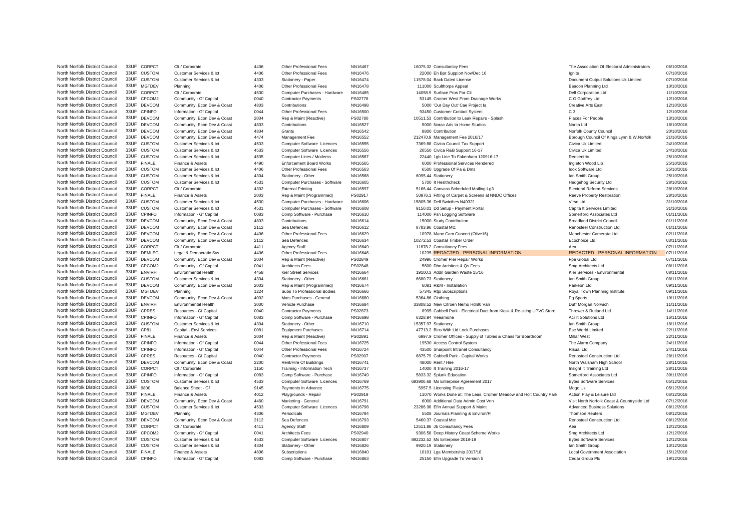| | | | | | | | | | | |
|---|---|---|---|---|---|---|---|---|---|---|
| North Norfolk District Council | 33UF | CORPCT | Clt / Corporate | 4406 | Other Professional Fees | NN16467 | 16075.32 | Consultantcy Fees | The Association Of Electoral Administrators | 06/10/2016 |
| North Norfolk District Council | 33UF | CUSTOM | Customer Services & Ict | 4406 | Other Professional Fees | NN16476 | 22000 | Eh Bpr Suppiort Nov/Dec 16 | Ignite | 07/10/2016 |
| North Norfolk District Council | 33UF | CUSTOM | Customer Services & Ict | 4303 | Stationery - Paper | NN16474 | 11578.04 | Back Dated License | Document Output Solutions Uk Limited | 07/10/2016 |
| North Norfolk District Council | 33UF | MGTDEV | Planning | 4406 | Other Professional Fees | NN16478 | 111000 | Sculthorpe Appeal | Beacon Planning Ltd | 10/10/2016 |
| North Norfolk District Council | 33UF | CORPCT | Clt / Corporate | 4530 | Computer Purchases - Hardware | NN16485 | 14058.9 | Surface Pros For Clt | Dell Corporation Ltd | 11/10/2016 |
| North Norfolk District Council | 33UF | CPCOM2 | Community - Gf Capital | 0040 | Contractor Payments | PS02776 | 53145 | Cromer West Prom Drainage Works | C G Godfrey Ltd | 12/10/2016 |
| North Norfolk District Council | 33UF | DEVCOM | Community, Econ Dev & Coast | 4803 | Contributions | NN16498 | 5000 | 'Our Day Out' Cae Project Ia | Creative Arts East | 12/10/2016 |
| North Norfolk District Council | 33UF | CPINFO | Information - Gf Capital | 0044 | Other Professional Fees | NN16500 | 93450 | Customer Contact System | C 3 | 12/10/2016 |
| North Norfolk District Council | 33UF | DEVCOM | Community, Econ Dev & Coast | 2004 | Rep & Maint (Reactive) | PS02780 | 10511.53 | Contribution to Leak Repairs - Splash | Places For People | 13/10/2016 |
| North Norfolk District Council | 33UF | DEVCOM | Community, Econ Dev & Coast | 4803 | Contributions | NN16527 | 5000 | Norac Arts Ia Home Studios | Norca Ltd | 18/10/2016 |
| North Norfolk District Council | 33UF | DEVCOM | Community, Econ Dev & Coast | 4804 | Grants | NN16542 | 8800 | Contribution | Norfolk County Council | 20/10/2016 |
| North Norfolk District Council | 33UF | DEVCOM | Community, Econ Dev & Coast | 4474 | Management Fee | NN16552 | 212470.9 | Management Fee 2016/17 | Borough Council Of Kings Lynn & W.Norfolk | 21/10/2016 |
| North Norfolk District Council | 33UF | CUSTOM | Customer Services & Ict | 4533 | Computer Software Licences | NN16555 | 7369.88 | Civica Council Tax Support | Civica Uk Limited | 24/10/2016 |
| North Norfolk District Council | 33UF | CUSTOM | Customer Services & Ict | 4533 | Computer Software Licences | NN16556 | 20550 | Civica R&B Support 16-17 | Civica Uk Limited | 24/10/2016 |
| North Norfolk District Council | 33UF | CUSTOM | Customer Services & Ict | 4535 | Computer Lines / Modems | NN16567 | 22440 | 1gb Line To Fakenham 120916-17 | Redcentric | 25/10/2016 |
| North Norfolk District Council | 33UF | FINALE | Finance & Assets | 4490 | Enforcement Board Works | NN16565 | 6000 | Professional Services Rendered | Ingleton Wood Llp | 25/10/2016 |
| North Norfolk District Council | 33UF | CUSTOM | Customer Services & Ict | 4406 | Other Professional Fees | NN16563 | 6500 | Upgrade Of Pa & Dms | Idox Software Ltd | 25/10/2016 |
| North Norfolk District Council | 33UF | CUSTOM | Customer Services & Ict | 4304 | Stationery - Other | NN16568 | 6095.44 | Stationery | Ian Smith Group | 25/10/2016 |
| North Norfolk District Council | 33UF | CUSTOM | Customer Services & Ict | 4531 | Computer Purchases - Software | NN16605 | 5700 | It Healthcheck | Hedgehog Security Ltd | 28/10/2016 |
| North Norfolk District Council | 33UF | CORPCT | Clt / Corporate | 4302 | External Printing | NN16597 | 5166.44 | Canvass Scheduled Mailing Lg3 | Electoral Reform Services | 28/10/2016 |
| North Norfolk District Council | 33UF | FINALE | Finance & Assets | 2003 | Rep & Maint (Programmed) | PS02917 | 50976.1 | Fitting of Carpet & Screens at NNDC Offices | Reeve Property Restoration | 28/10/2016 |
| North Norfolk District Council | 33UF | CUSTOM | Customer Services & Ict | 4530 | Computer Purchases - Hardware | NN16606 | 15805.36 | Dell Swicthes N4032f | Virso Ltd | 31/10/2016 |
| North Norfolk District Council | 33UF | CUSTOM | Customer Services & Ict | 4531 | Computer Purchases - Software | NN16608 | 9150.01 | Dd Setup - Payment Portal | Capita It Services Limited | 31/10/2016 |
| North Norfolk District Council | 33UF | CPINFO | Information - Gf Capital | 0083 | Comp Software - Purchase | NN16610 | 114000 | Psn Logging Software | Somerford Associates Ltd | 01/11/2016 |
| North Norfolk District Council | 33UF | DEVCOM | Community, Econ Dev & Coast | 4803 | Contributions | NN16614 | 15000 | Study Contribution | Broadland District Council | 01/11/2016 |
| North Norfolk District Council | 33UF | DEVCOM | Community, Econ Dev & Coast | 2112 | Sea Defences | NN16612 | 8783.96 | Coastal Mtc | Renosteel Construction Ltd | 01/11/2016 |
| North Norfolk District Council | 33UF | DEVCOM | Community, Econ Dev & Coast | 4406 | Other Professional Fees | NN16629 | 10978 | Manc Cam Concert (Olive16) | Manchester Camerata Ltd | 02/11/2016 |
| North Norfolk District Council | 33UF | DEVCOM | Community, Econ Dev & Coast | 2112 | Sea Defences | NN16634 | 10272.53 | Coastal Timber Order | Ecochoice Ltd | 03/11/2016 |
| North Norfolk District Council | 33UF | CORPCT | Clt / Corporate | 4411 | Agency Staff | NN16649 | 11878.2 | Consultancy Fees | Aea | 07/11/2016 |
| North Norfolk District Council | 33UF | DEMLEG | Legal & Democratic Svs | 4406 | Other Professional Fees | NN16646 | 10235 | REDACTED - PERSONAL INFORMATION | REDACTED - PERSONAL INFORMATION | 07/11/2016 |
| North Norfolk District Council | 33UF | DEVCOM | Community, Econ Dev & Coast | 2004 | Rep & Maint (Reactive) | PS02849 | 24996 | Cromer Pier Repair Works | Fpe Global Ltd | 07/11/2016 |
| North Norfolk District Council | 33UF | CPCOM2 | Community - Gf Capital | 0041 | Architects Fees | PS02848 | 5600 | Dhc Architect & Qs Fees | Smg Architects Ltd | 08/11/2016 |
| North Norfolk District Council | 33UF | ENVIRH | Environmental Health | 4458 | Kier Street Services | NN16664 | 19100.3 | Addn Garden Waste 15/16 | Kier Services - Environmental | 08/11/2016 |
| North Norfolk District Council | 33UF | CUSTOM | Customer Services & Ict | 4304 | Stationery - Other | NN16661 | 6680.73 | Stationery | Ian Smith Group | 08/11/2016 |
| North Norfolk District Council | 33UF | DEVCOM | Community, Econ Dev & Coast | 2003 | Rep & Maint (Programmed) | NN16674 | 6081 | R&M - Installation | Parkeon Ltd | 09/11/2016 |
| North Norfolk District Council | 33UF | MGTDEV | Planning | 1224 | Subs To Professional Bodies | NN16666 | 57345 | Rtpi Subscriptions | Royal Town Planning Institute | 09/11/2016 |
| North Norfolk District Council | 33UF | DEVCOM | Community, Econ Dev & Coast | 4002 | Mats Purchases - General | NN16680 | 5364.86 | Clothing | Pg Sports | 10/11/2016 |
| North Norfolk District Council | 33UF | ENVIRH | Environmental Health | 3000 | Vehicle Purchase | NN16684 | 33808.52 | New Citroen Nemo Hdi80 Van | Duff Morgan Norwich | 11/11/2016 |
| North Norfolk District Council | 33UF | CPRES | Resources - Gf Capital | 0040 | Contractor Payments | PS02873 | 8995 | Cabbell Park - Electrical Duct from Kiosk & Re-siting UPVC Store | Thrower & Rutland Ltd | 14/11/2016 |
| North Norfolk District Council | 33UF | CPINFO | Information - Gf Capital | 0083 | Comp Software - Purchase | NN16698 | 6328.94 | Veeamone | Acr It Solutions Ltd | 16/11/2016 |
| North Norfolk District Council | 33UF | CUSTOM | Customer Services & Ict | 4304 | Stationery - Other | NN16710 | 15357.97 | Stationery | Ian Smith Group | 18/11/2016 |
| North Norfolk District Council | 33UF | CP81 | Capital - Envl Services | 0081 | Equipment Purchases | NN16714 | 47713.2 | Bins With Lid Lock Purchases | Ese World Limited | 22/11/2016 |
| North Norfolk District Council | 33UF | FINALE | Finance & Assets | 2004 | Rep & Maint (Reactive) | PS02891 | 6997.9 | Cromer Offices - Supply of Tables & Chairs for Boardroom | Millar West | 22/11/2016 |
| North Norfolk District Council | 33UF | CPINFO | Information - Gf Capital | 0044 | Other Professional Fees | NN16725 | 19530 | Access Control System | The Alarm Company | 24/11/2016 |
| North Norfolk District Council | 33UF | CPINFO | Information - Gf Capital | 0044 | Other Professional Fees | NN16724 | 43500 | Sharpoint Intranet Consultancy | Risual Ltd | 24/11/2016 |
| North Norfolk District Council | 33UF | CPRES | Resources - Gf Capital | 0040 | Contractor Payments | PS02907 | 6875.79 | Cabbell Park - Capital Works | Renosteel Construction Ltd | 28/11/2016 |
| North Norfolk District Council | 33UF | DEVCOM | Community, Econ Dev & Coast | 2200 | Rent/Hire Of Buildings | NN16741 | 48000 | Rent / Hire | North Walsham High School | 28/11/2016 |
| North Norfolk District Council | 33UF | CORPCT | Clt / Corporate | 1150 | Training - Information Tech | NN16737 | 14000 | It Training 2016-17 | Insight It Training Ltd | 28/11/2016 |
| North Norfolk District Council | 33UF | CPINFO | Information - Gf Capital | 0083 | Comp Software - Purchase | NN16749 | 5833.32 | Splunk Education | Somerford Associates Ltd | 30/11/2016 |
| North Norfolk District Council | 33UF | CUSTOM | Customer Services & Ict | 4533 | Computer Software Licences | NN16769 | 693900.68 | Ms Enterprise Agreement 2017 | Bytes Software Services | 05/12/2016 |
| North Norfolk District Council | 33UF | 9800 | Balance Sheet - Gf | 9145 | Payments In Advance | NN16775 | 5957.5 | Licensing Plates | Mogo Uk | 05/12/2016 |
| North Norfolk District Council | 33UF | FINALE | Finance & Assets | 4012 | Playgrounds - Repair | PS02919 | 11070 | Works Done at; The Leas, Cromer Meadow and Holt Country Park | Action Play & Leisure Ltd | 06/12/2016 |
| North Norfolk District Council | 33UF | DEVCOM | Community, Econ Dev & Coast | 4460 | Marketing - General | NN16791 | 6000 | Additional Data Admin Cost Vnn | Visit North Norfolk Coast & Countryside Ltd | 07/12/2016 |
| North Norfolk District Council | 33UF | CUSTOM | Customer Services & Ict | 4533 | Computer Software Licences | NN16798 | 23286.98 | Efin Annual Support & Maint | Advanced Business Solutions | 08/12/2016 |
| North Norfolk District Council | 33UF | MGTDEV | Planning | 4306 | Periodicals | NN16794 | 5508 | Journals Planning & Environ/Pl | Thomson Reuters | 08/12/2016 |
| North Norfolk District Council | 33UF | DEVCOM | Community, Econ Dev & Coast | 2112 | Sea Defences | NN16793 | 5460.37 | Coastal Mtc | Renosteel Construction Ltd | 08/12/2016 |
| North Norfolk District Council | 33UF | CORPCT | Clt / Corporate | 4411 | Agency Staff | NN16809 | 12511.86 | Jb Consultancy Fees | Aea | 12/12/2016 |
| North Norfolk District Council | 33UF | CPCOM2 | Community - Gf Capital | 0041 | Architects Fees | PS02940 | 9306.58 | Deep History Coast Scheme Works | Smg Architects Ltd | 12/12/2016 |
| North Norfolk District Council | 33UF | CUSTOM | Customer Services & Ict | 4533 | Computer Software Licences | NN16807 | 892232.52 | Ms Enterprise 2018-19 | Bytes Software Services | 12/12/2016 |
| North Norfolk District Council | 33UF | CUSTOM | Customer Services & Ict | 4304 | Stationery - Other | NN16826 | 9920.19 | Stationery | Ian Smith Group | 13/12/2016 |
| North Norfolk District Council | 33UF | FINALE | Finance & Assets | 4806 | Subscriptions | NN16840 | 10101 | Lga Membership 2017/18 | Local Government Association | 15/12/2016 |
| North Norfolk District Council | 33UF | CPINFO | Information - Gf Capital | 0083 | Comp Software - Purchase | NN16863 | 25150 | Efin Upgrade To Version 5 | Cedar Group Plc | 19/12/2016 |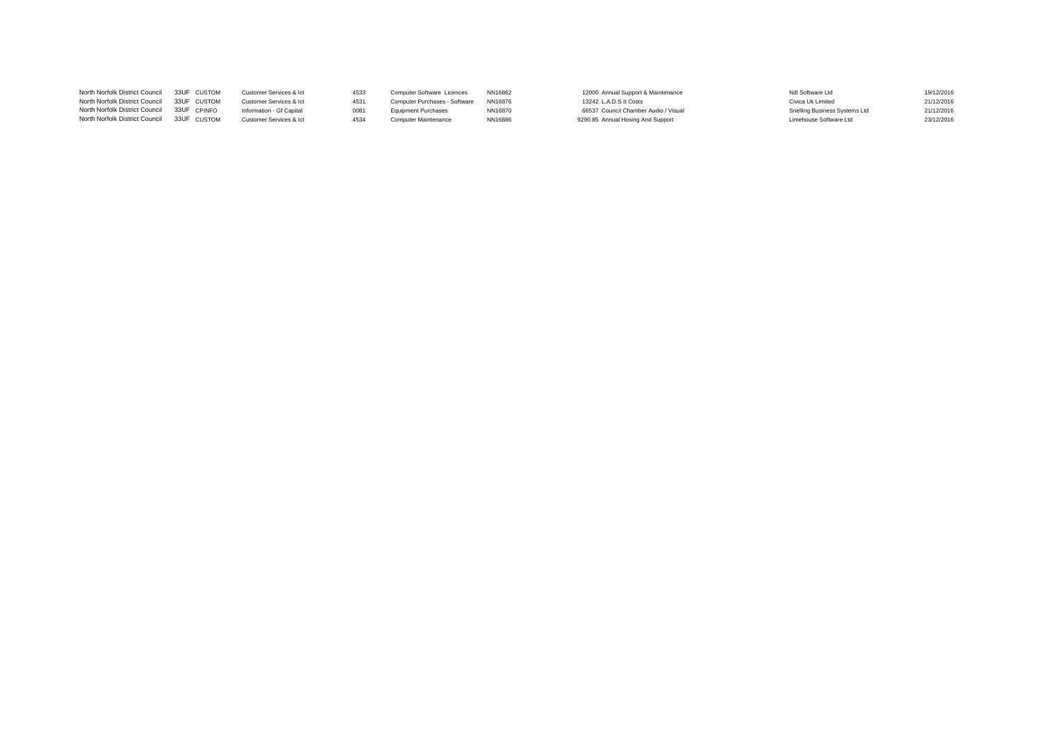| | | | | | | | | | | |
|---|---|---|---|---|---|---|---|---|---|---|
| North Norfolk District Council | 33UF | CUSTOM | Customer Services & Ict | 4533 | Computer Software Licences | NN16862 | 12000 | Annual Support & Maintenance | Ndl Software Ltd | 19/12/2016 |
| North Norfolk District Council | 33UF | CUSTOM | Customer Services & Ict | 4531 | Computer Purchases - Software | NN16876 | 13242 | L.A.D.S It Costs | Civica Uk Limited | 21/12/2016 |
| North Norfolk District Council | 33UF | CPINFO | Information - Gf Capital | 0081 | Equipment Purchases | NN16870 | 66537 | Council Chamber Audio / Visual | Snelling Business Systems Ltd | 21/12/2016 |
| North Norfolk District Council | 33UF | CUSTOM | Customer Services & Ict | 4534 | Computer Maintenance | NN16886 | 9290.85 | Annual Hosing And Support | Limehouse Software Ltd | 23/12/2016 |